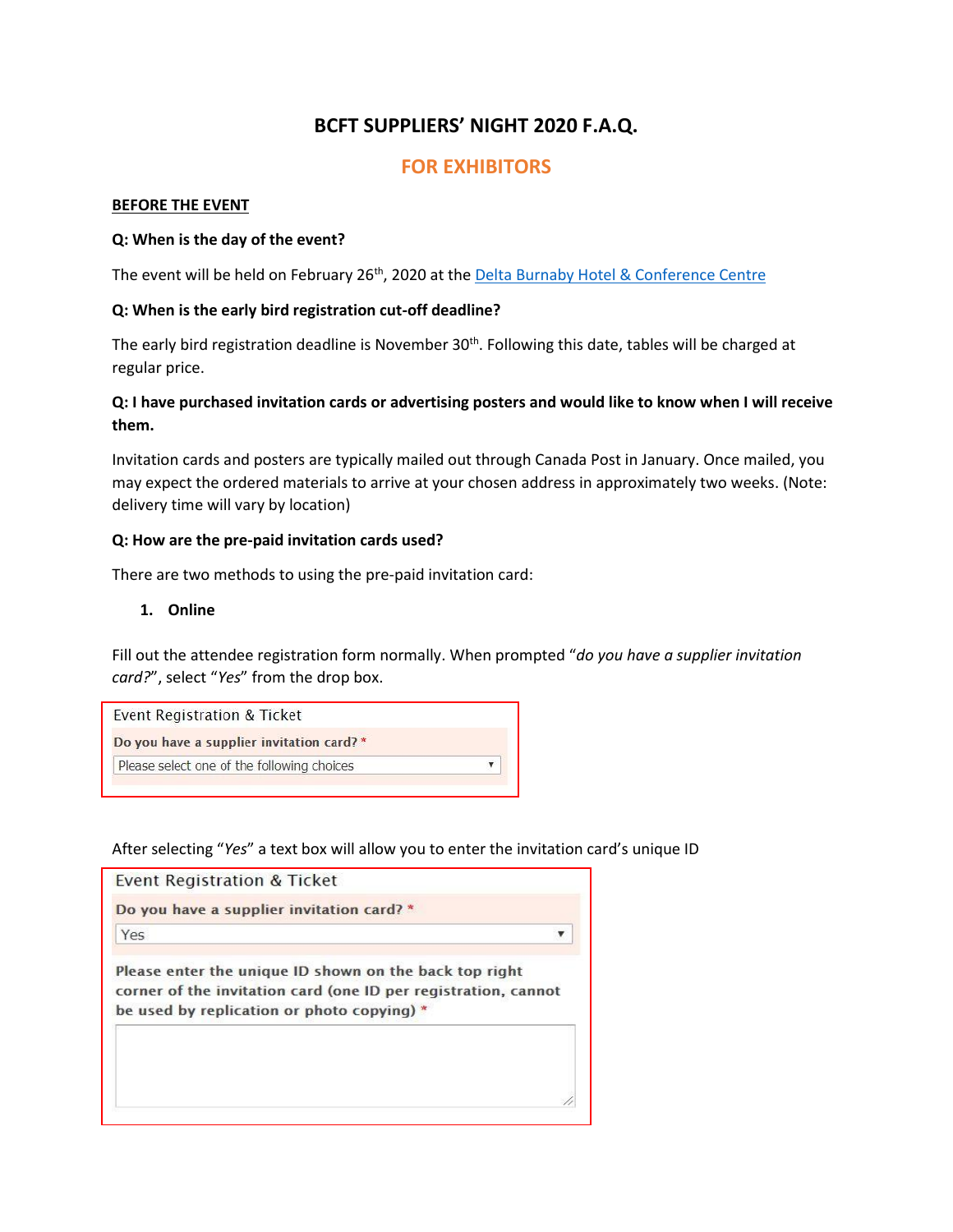# BCFT SUPPLIERS' NIGHT 2020 F.A.Q.

## FOR EXHIBITORS

### BEFORE THE EVENT

**Q: When is the day of the event?**

The event will be held on February 26th, 2020 at the Delta Burnaby Hotel & Conference Centre

**Q: When is the early bird registration cut-off deadline?**

The early bird registration deadline is November 30th. Following this date, tables will be charged at regular price.

**Q: I have purchased invitation cards or advertising posters and would like to know when I will receive them.**

Invitation cards and posters are typically mailed out through Canada Post in January. Once mailed, you may expect the ordered materials to arrive at your chosen address in approximately two weeks. (Note: delivery time will vary by location)

**Q: How are the pre-paid invitation cards used?**

There are two methods to using the pre-paid invitation card:

1. **Online**

Fill out the attendee registration form normally. When prompted "*do you have a supplier invitation card?*", select "*Yes*" from the drop box.

Event Registration & Ticket

Do you have a supplier invitation card? *

Please select one of the following choices

After selecting "*Yes*" a text box will allow you to enter the invitation card's unique ID

Event Registration & Ticket

Do you have a supplier invitation card? *

Yes

Please enter the unique ID shown on the back top right corner of the invitation card (one ID per registration, cannot be used by replication or photo copying) *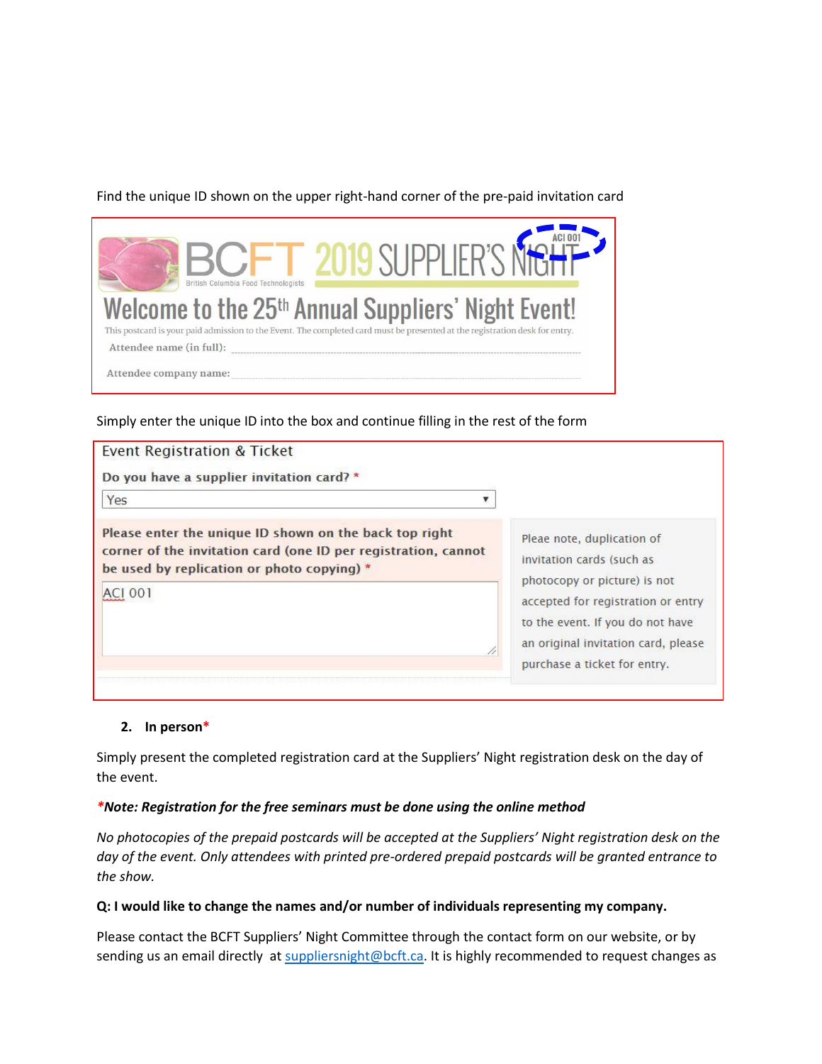Find the unique ID shown on the upper right-hand corner of the pre-paid invitation card

BCFT 2019 SUPPLIER'S NIGHT ACI 001

British Columbia Food Technologists

Welcome to the 25th Annual Suppliers' Night Event!

This postcard is your paid admission to the Event. The completed card must be presented at the registration desk for entry.

Attendee name (in full): ............................................................

Attendee company name: ............................................................

Simply enter the unique ID into the box and continue filling in the rest of the form

Event Registration & Ticket

**Do you have a supplier invitation card?** *

Yes

**Please enter the unique ID shown on the back top right corner of the invitation card (one ID per registration, cannot be used by replication or photo copying)** *

ACI 001

Pleae note, duplication of invitation cards (such as photocopy or picture) is not accepted for registration or entry to the event. If you do not have an original invitation card, please purchase a ticket for entry.

2. **In person***

Simply present the completed registration card at the Suppliers' Night registration desk on the day of the event.

****Note: Registration for the free seminars must be done using the online method***

*No photocopies of the prepaid postcards will be accepted at the Suppliers' Night registration desk on the day of the event. Only attendees with printed pre-ordered prepaid postcards will be granted entrance to the show.*

**Q: I would like to change the names and/or number of individuals representing my company.**

Please contact the BCFT Suppliers' Night Committee through the contact form on our website, or by sending us an email directly at [suppliersnight@bcft.ca](mailto:suppliersnight@bcft.ca). It is highly recommended to request changes as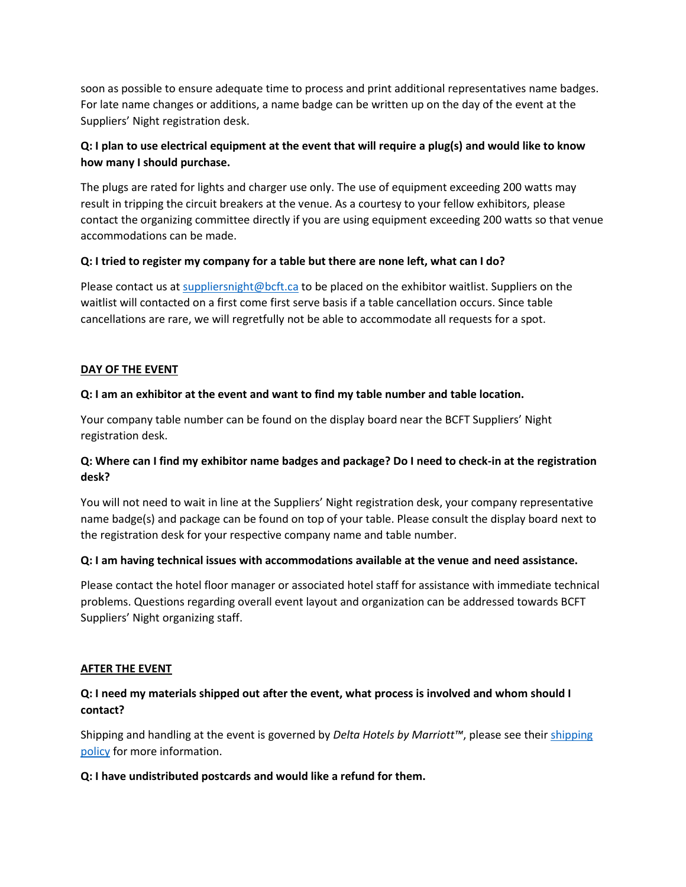soon as possible to ensure adequate time to process and print additional representatives name badges. For late name changes or additions, a name badge can be written up on the day of the event at the Suppliers' Night registration desk.

**Q: I plan to use electrical equipment at the event that will require a plug(s) and would like to know how many I should purchase.**

The plugs are rated for lights and charger use only. The use of equipment exceeding 200 watts may result in tripping the circuit breakers at the venue. As a courtesy to your fellow exhibitors, please contact the organizing committee directly if you are using equipment exceeding 200 watts so that venue accommodations can be made.

**Q: I tried to register my company for a table but there are none left, what can I do?**

Please contact us at [suppliersnight@bcft.ca](mailto:suppliersnight@bcft.ca) to be placed on the exhibitor waitlist. Suppliers on the waitlist will contacted on a first come first serve basis if a table cancellation occurs. Since table cancellations are rare, we will regretfully not be able to accommodate all requests for a spot.

## DAY OF THE EVENT

**Q: I am an exhibitor at the event and want to find my table number and table location.**

Your company table number can be found on the display board near the BCFT Suppliers' Night registration desk.

**Q: Where can I find my exhibitor name badges and package? Do I need to check-in at the registration desk?**

You will not need to wait in line at the Suppliers' Night registration desk, your company representative name badge(s) and package can be found on top of your table. Please consult the display board next to the registration desk for your respective company name and table number.

**Q: I am having technical issues with accommodations available at the venue and need assistance.**

Please contact the hotel floor manager or associated hotel staff for assistance with immediate technical problems. Questions regarding overall event layout and organization can be addressed towards BCFT Suppliers' Night organizing staff.

## AFTER THE EVENT

**Q: I need my materials shipped out after the event, what process is involved and whom should I contact?**

Shipping and handling at the event is governed by *Delta Hotels by Marriott™*, please see their shipping policy for more information.

**Q: I have undistributed postcards and would like a refund for them.**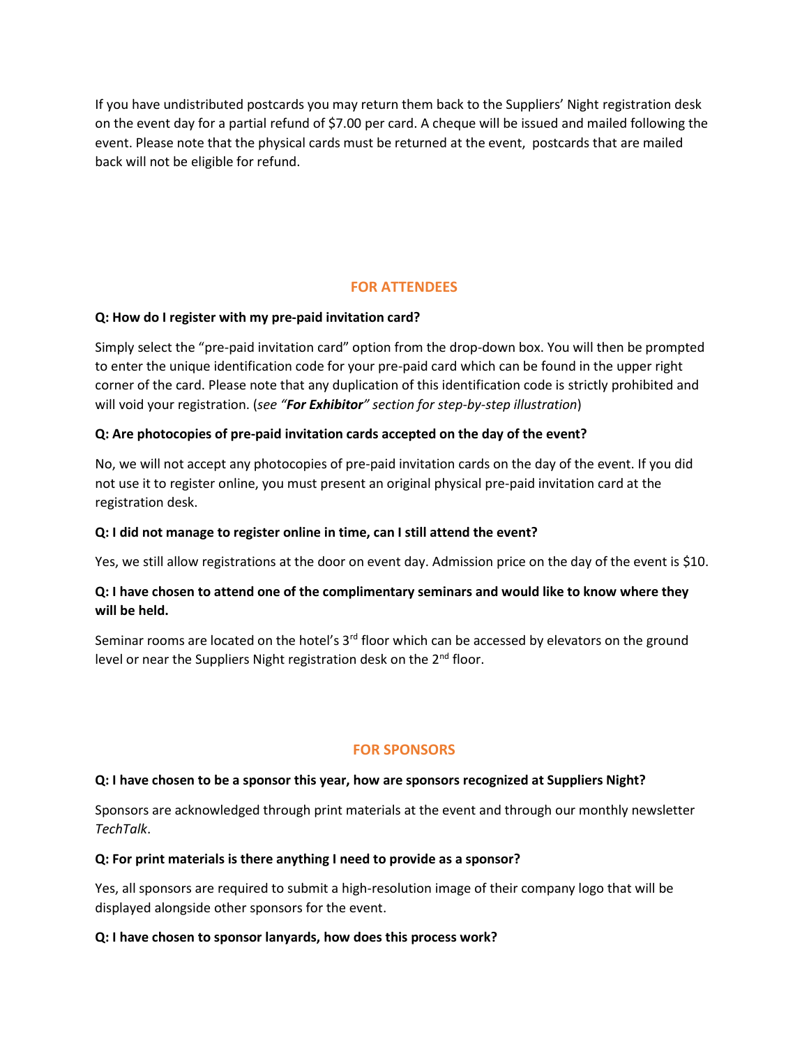If you have undistributed postcards you may return them back to the Suppliers' Night registration desk on the event day for a partial refund of $7.00 per card. A cheque will be issued and mailed following the event. Please note that the physical cards must be returned at the event,  postcards that are mailed back will not be eligible for refund.

## FOR ATTENDEES

**Q: How do I register with my pre-paid invitation card?**

Simply select the "pre-paid invitation card" option from the drop-down box. You will then be prompted to enter the unique identification code for your pre-paid card which can be found in the upper right corner of the card. Please note that any duplication of this identification code is strictly prohibited and will void your registration. (*see "**For Exhibitor**" section for step-by-step illustration*)

**Q: Are photocopies of pre-paid invitation cards accepted on the day of the event?**

No, we will not accept any photocopies of pre-paid invitation cards on the day of the event. If you did not use it to register online, you must present an original physical pre-paid invitation card at the registration desk.

**Q: I did not manage to register online in time, can I still attend the event?**

Yes, we still allow registrations at the door on event day. Admission price on the day of the event is $10.

**Q: I have chosen to attend one of the complimentary seminars and would like to know where they will be held.**

Seminar rooms are located on the hotel's 3rd floor which can be accessed by elevators on the ground level or near the Suppliers Night registration desk on the 2nd floor.

## FOR SPONSORS

**Q: I have chosen to be a sponsor this year, how are sponsors recognized at Suppliers Night?**

Sponsors are acknowledged through print materials at the event and through our monthly newsletter *TechTalk*.

**Q: For print materials is there anything I need to provide as a sponsor?**

Yes, all sponsors are required to submit a high-resolution image of their company logo that will be displayed alongside other sponsors for the event.

**Q: I have chosen to sponsor lanyards, how does this process work?**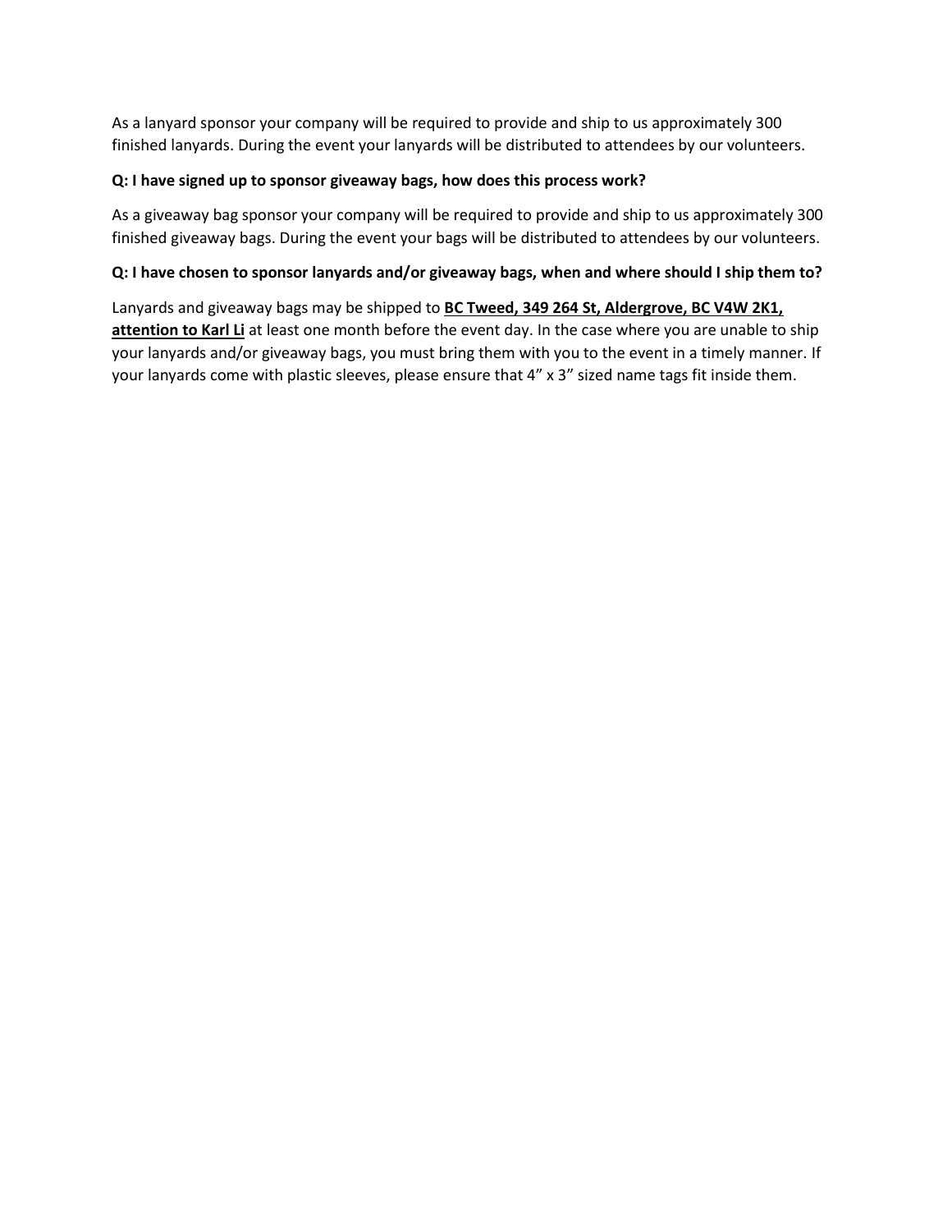As a lanyard sponsor your company will be required to provide and ship to us approximately 300 finished lanyards. During the event your lanyards will be distributed to attendees by our volunteers.

**Q: I have signed up to sponsor giveaway bags, how does this process work?**

As a giveaway bag sponsor your company will be required to provide and ship to us approximately 300 finished giveaway bags. During the event your bags will be distributed to attendees by our volunteers.

**Q: I have chosen to sponsor lanyards and/or giveaway bags, when and where should I ship them to?**

Lanyards and giveaway bags may be shipped to **BC Tweed, 349 264 St, Aldergrove, BC V4W 2K1, attention to Karl Li** at least one month before the event day. In the case where you are unable to ship your lanyards and/or giveaway bags, you must bring them with you to the event in a timely manner. If your lanyards come with plastic sleeves, please ensure that 4" x 3" sized name tags fit inside them.